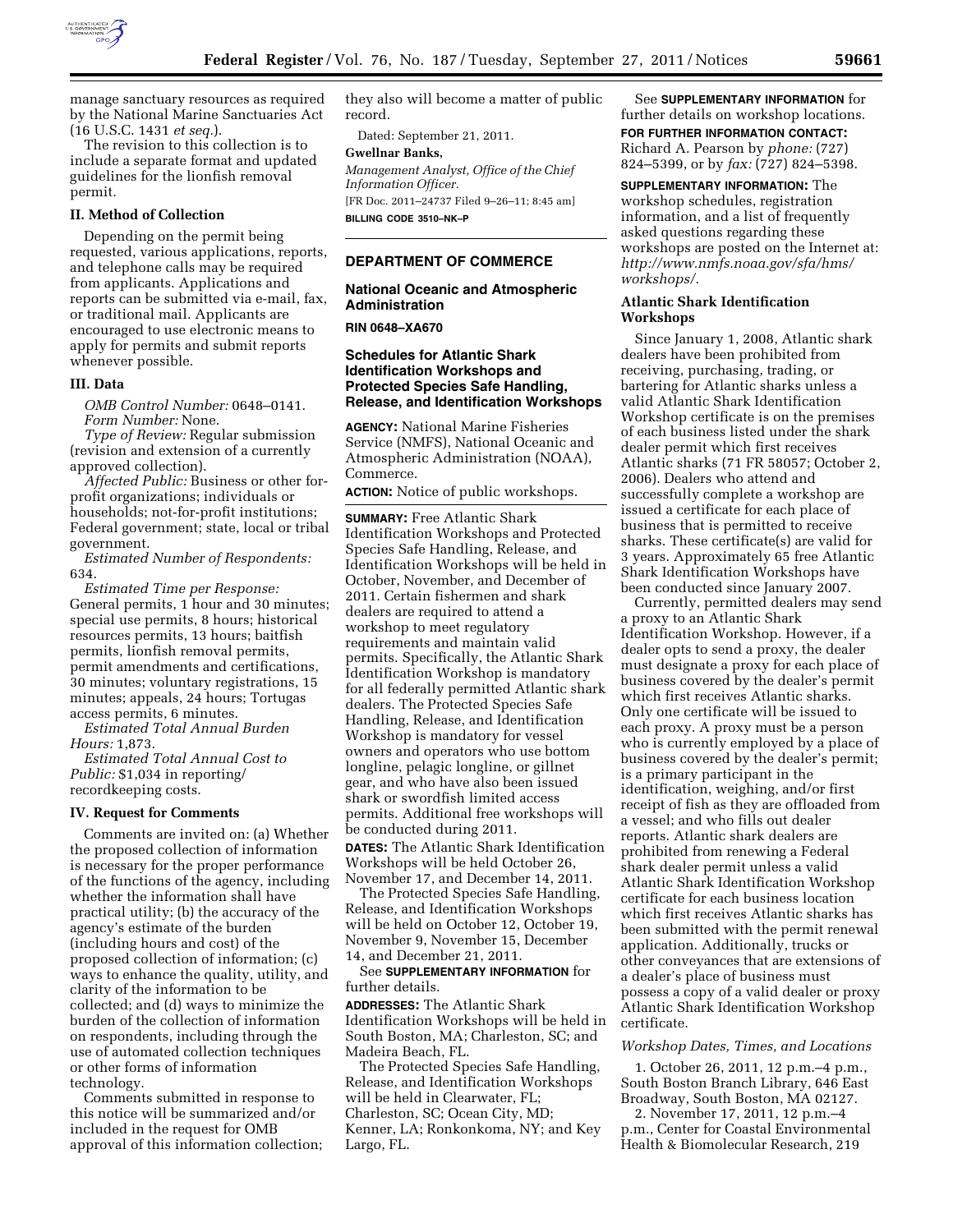manage sanctuary resources as required by the National Marine Sanctuaries Act (16 U.S.C. 1431 *et seq.*).

The revision to this collection is to include a separate format and updated guidelines for the lionfish removal permit.

### II. Method of Collection

Depending on the permit being requested, various applications, reports, and telephone calls may be required from applicants. Applications and reports can be submitted via e-mail, fax, or traditional mail. Applicants are encouraged to use electronic means to apply for permits and submit reports whenever possible.

### III. Data

*OMB Control Number:* 0648–0141.

*Form Number:* None.

*Type of Review:* Regular submission (revision and extension of a currently approved collection).

*Affected Public:* Business or other for-profit organizations; individuals or households; not-for-profit institutions; Federal government; state, local or tribal government.

*Estimated Number of Respondents:* 634.

*Estimated Time per Response:* General permits, 1 hour and 30 minutes; special use permits, 8 hours; historical resources permits, 13 hours; baitfish permits, lionfish removal permits, permit amendments and certifications, 30 minutes; voluntary registrations, 15 minutes; appeals, 24 hours; Tortugas access permits, 6 minutes.

*Estimated Total Annual Burden Hours:* 1,873.

*Estimated Total Annual Cost to Public:* $1,034 in reporting/recordkeeping costs.

### IV. Request for Comments

Comments are invited on: (a) Whether the proposed collection of information is necessary for the proper performance of the functions of the agency, including whether the information shall have practical utility; (b) the accuracy of the agency's estimate of the burden (including hours and cost) of the proposed collection of information; (c) ways to enhance the quality, utility, and clarity of the information to be collected; and (d) ways to minimize the burden of the collection of information on respondents, including through the use of automated collection techniques or other forms of information technology.

Comments submitted in response to this notice will be summarized and/or included in the request for OMB approval of this information collection; they also will become a matter of public record.

Dated: September 21, 2011.

**Gwellnar Banks,**

*Management Analyst, Office of the Chief Information Officer.*

[FR Doc. 2011–24737 Filed 9–26–11; 8:45 am]

**BILLING CODE 3510–NK–P**

## DEPARTMENT OF COMMERCE

### National Oceanic and Atmospheric Administration

**RIN 0648–XA670**

### Schedules for Atlantic Shark Identification Workshops and Protected Species Safe Handling, Release, and Identification Workshops

**AGENCY:** National Marine Fisheries Service (NMFS), National Oceanic and Atmospheric Administration (NOAA), Commerce.

**ACTION:** Notice of public workshops.

**SUMMARY:** Free Atlantic Shark Identification Workshops and Protected Species Safe Handling, Release, and Identification Workshops will be held in October, November, and December of 2011. Certain fishermen and shark dealers are required to attend a workshop to meet regulatory requirements and maintain valid permits. Specifically, the Atlantic Shark Identification Workshop is mandatory for all federally permitted Atlantic shark dealers. The Protected Species Safe Handling, Release, and Identification Workshop is mandatory for vessel owners and operators who use bottom longline, pelagic longline, or gillnet gear, and who have also been issued shark or swordfish limited access permits. Additional free workshops will be conducted during 2011.

**DATES:** The Atlantic Shark Identification Workshops will be held October 26, November 17, and December 14, 2011.

The Protected Species Safe Handling, Release, and Identification Workshops will be held on October 12, October 19, November 9, November 15, December 14, and December 21, 2011.

See **SUPPLEMENTARY INFORMATION** for further details.

**ADDRESSES:** The Atlantic Shark Identification Workshops will be held in South Boston, MA; Charleston, SC; and Madeira Beach, FL.

The Protected Species Safe Handling, Release, and Identification Workshops will be held in Clearwater, FL; Charleston, SC; Ocean City, MD; Kenner, LA; Ronkonkoma, NY; and Key Largo, FL.

See **SUPPLEMENTARY INFORMATION** for further details on workshop locations.

**FOR FURTHER INFORMATION CONTACT:** Richard A. Pearson by *phone:* (727) 824–5399, or by *fax:* (727) 824–5398.

**SUPPLEMENTARY INFORMATION:** The workshop schedules, registration information, and a list of frequently asked questions regarding these workshops are posted on the Internet at: *http://www.nmfs.noaa.gov/sfa/hms/workshops/.*

### Atlantic Shark Identification Workshops

Since January 1, 2008, Atlantic shark dealers have been prohibited from receiving, purchasing, trading, or bartering for Atlantic sharks unless a valid Atlantic Shark Identification Workshop certificate is on the premises of each business listed under the shark dealer permit which first receives Atlantic sharks (71 FR 58057; October 2, 2006). Dealers who attend and successfully complete a workshop are issued a certificate for each place of business that is permitted to receive sharks. These certificate(s) are valid for 3 years. Approximately 65 free Atlantic Shark Identification Workshops have been conducted since January 2007.

Currently, permitted dealers may send a proxy to an Atlantic Shark Identification Workshop. However, if a dealer opts to send a proxy, the dealer must designate a proxy for each place of business covered by the dealer's permit which first receives Atlantic sharks. Only one certificate will be issued to each proxy. A proxy must be a person who is currently employed by a place of business covered by the dealer's permit; is a primary participant in the identification, weighing, and/or first receipt of fish as they are offloaded from a vessel; and who fills out dealer reports. Atlantic shark dealers are prohibited from renewing a Federal shark dealer permit unless a valid Atlantic Shark Identification Workshop certificate for each business location which first receives Atlantic sharks has been submitted with the permit renewal application. Additionally, trucks or other conveyances that are extensions of a dealer's place of business must possess a copy of a valid dealer or proxy Atlantic Shark Identification Workshop certificate.

#### *Workshop Dates, Times, and Locations*

1. October 26, 2011, 12 p.m.–4 p.m., South Boston Branch Library, 646 East Broadway, South Boston, MA 02127.

2. November 17, 2011, 12 p.m.–4 p.m., Center for Coastal Environmental Health & Biomolecular Research, 219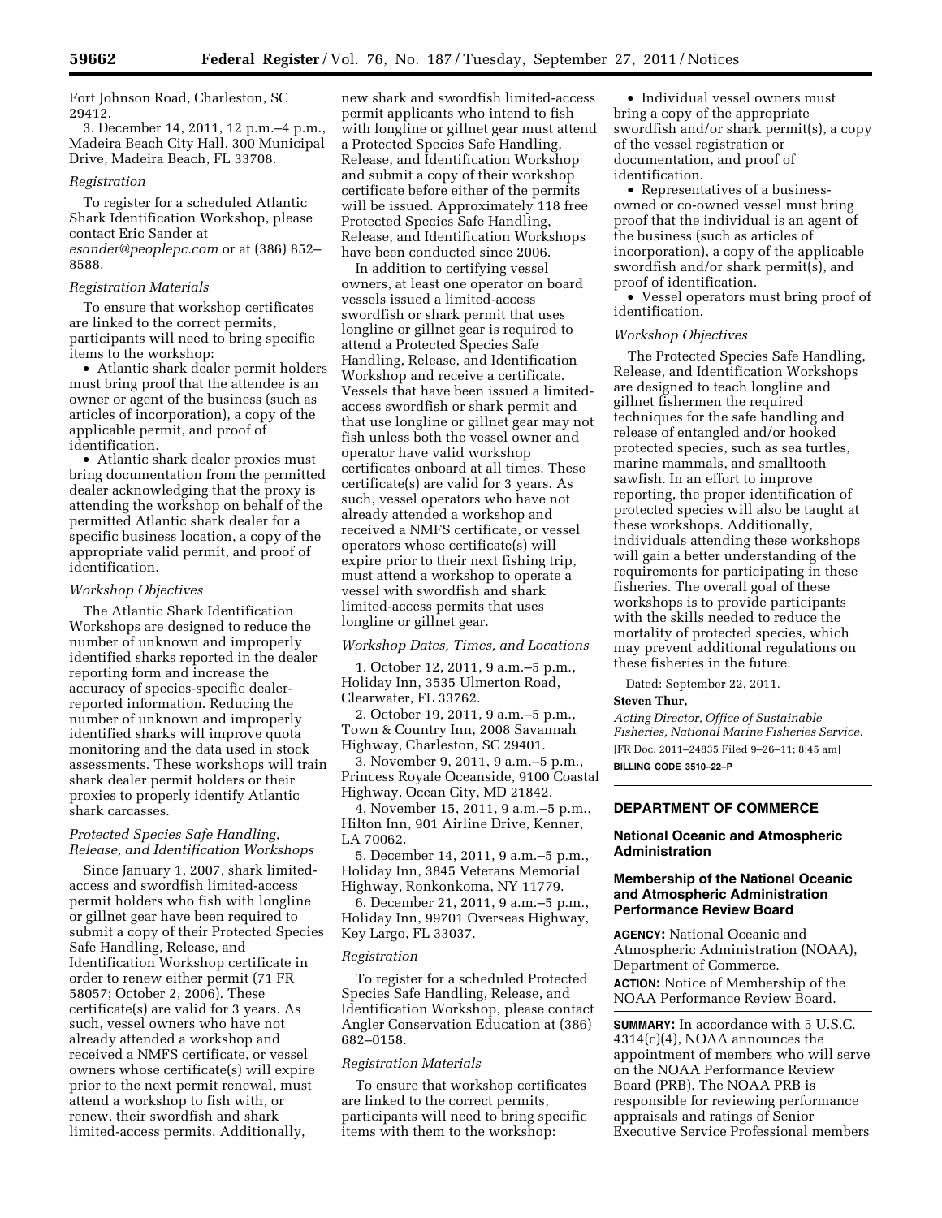Fort Johnson Road, Charleston, SC 29412.

3. December 14, 2011, 12 p.m.–4 p.m., Madeira Beach City Hall, 300 Municipal Drive, Madeira Beach, FL 33708.

*Registration*

To register for a scheduled Atlantic Shark Identification Workshop, please contact Eric Sander at *esander@peoplepc.com* or at (386) 852–8588.

*Registration Materials*

To ensure that workshop certificates are linked to the correct permits, participants will need to bring specific items to the workshop:

• Atlantic shark dealer permit holders must bring proof that the attendee is an owner or agent of the business (such as articles of incorporation), a copy of the applicable permit, and proof of identification.

• Atlantic shark dealer proxies must bring documentation from the permitted dealer acknowledging that the proxy is attending the workshop on behalf of the permitted Atlantic shark dealer for a specific business location, a copy of the appropriate valid permit, and proof of identification.

*Workshop Objectives*

The Atlantic Shark Identification Workshops are designed to reduce the number of unknown and improperly identified sharks reported in the dealer reporting form and increase the accuracy of species-specific dealer-reported information. Reducing the number of unknown and improperly identified sharks will improve quota monitoring and the data used in stock assessments. These workshops will train shark dealer permit holders or their proxies to properly identify Atlantic shark carcasses.

*Protected Species Safe Handling, Release, and Identification Workshops*

Since January 1, 2007, shark limited-access and swordfish limited-access permit holders who fish with longline or gillnet gear have been required to submit a copy of their Protected Species Safe Handling, Release, and Identification Workshop certificate in order to renew either permit (71 FR 58057; October 2, 2006). These certificate(s) are valid for 3 years. As such, vessel owners who have not already attended a workshop and received a NMFS certificate, or vessel owners whose certificate(s) will expire prior to the next permit renewal, must attend a workshop to fish with, or renew, their swordfish and shark limited-access permits. Additionally, new shark and swordfish limited-access permit applicants who intend to fish with longline or gillnet gear must attend a Protected Species Safe Handling, Release, and Identification Workshop and submit a copy of their workshop certificate before either of the permits will be issued. Approximately 118 free Protected Species Safe Handling, Release, and Identification Workshops have been conducted since 2006.

In addition to certifying vessel owners, at least one operator on board vessels issued a limited-access swordfish or shark permit that uses longline or gillnet gear is required to attend a Protected Species Safe Handling, Release, and Identification Workshop and receive a certificate. Vessels that have been issued a limited-access swordfish or shark permit and that use longline or gillnet gear may not fish unless both the vessel owner and operator have valid workshop certificates onboard at all times. These certificate(s) are valid for 3 years. As such, vessel operators who have not already attended a workshop and received a NMFS certificate, or vessel operators whose certificate(s) will expire prior to their next fishing trip, must attend a workshop to operate a vessel with swordfish and shark limited-access permits that uses longline or gillnet gear.

*Workshop Dates, Times, and Locations*

1. October 12, 2011, 9 a.m.–5 p.m., Holiday Inn, 3535 Ulmerton Road, Clearwater, FL 33762.

2. October 19, 2011, 9 a.m.–5 p.m., Town & Country Inn, 2008 Savannah Highway, Charleston, SC 29401.

3. November 9, 2011, 9 a.m.–5 p.m., Princess Royale Oceanside, 9100 Coastal Highway, Ocean City, MD 21842.

4. November 15, 2011, 9 a.m.–5 p.m., Hilton Inn, 901 Airline Drive, Kenner, LA 70062.

5. December 14, 2011, 9 a.m.–5 p.m., Holiday Inn, 3845 Veterans Memorial Highway, Ronkonkoma, NY 11779.

6. December 21, 2011, 9 a.m.–5 p.m., Holiday Inn, 99701 Overseas Highway, Key Largo, FL 33037.

*Registration*

To register for a scheduled Protected Species Safe Handling, Release, and Identification Workshop, please contact Angler Conservation Education at (386) 682–0158.

*Registration Materials*

To ensure that workshop certificates are linked to the correct permits, participants will need to bring specific items with them to the workshop:

• Individual vessel owners must bring a copy of the appropriate swordfish and/or shark permit(s), a copy of the vessel registration or documentation, and proof of identification.

• Representatives of a business-owned or co-owned vessel must bring proof that the individual is an agent of the business (such as articles of incorporation), a copy of the applicable swordfish and/or shark permit(s), and proof of identification.

• Vessel operators must bring proof of identification.

*Workshop Objectives*

The Protected Species Safe Handling, Release, and Identification Workshops are designed to teach longline and gillnet fishermen the required techniques for the safe handling and release of entangled and/or hooked protected species, such as sea turtles, marine mammals, and smalltooth sawfish. In an effort to improve reporting, the proper identification of protected species will also be taught at these workshops. Additionally, individuals attending these workshops will gain a better understanding of the requirements for participating in these fisheries. The overall goal of these workshops is to provide participants with the skills needed to reduce the mortality of protected species, which may prevent additional regulations on these fisheries in the future.

Dated: September 22, 2011.

**Steven Thur,**

*Acting Director, Office of Sustainable Fisheries, National Marine Fisheries Service.*

[FR Doc. 2011–24835 Filed 9–26–11; 8:45 am]

**BILLING CODE 3510–22–P**

---

## DEPARTMENT OF COMMERCE

### National Oceanic and Atmospheric Administration

### Membership of the National Oceanic and Atmospheric Administration Performance Review Board

**AGENCY:** National Oceanic and Atmospheric Administration (NOAA), Department of Commerce.

**ACTION:** Notice of Membership of the NOAA Performance Review Board.

**SUMMARY:** In accordance with 5 U.S.C. 4314(c)(4), NOAA announces the appointment of members who will serve on the NOAA Performance Review Board (PRB). The NOAA PRB is responsible for reviewing performance appraisals and ratings of Senior Executive Service Professional members